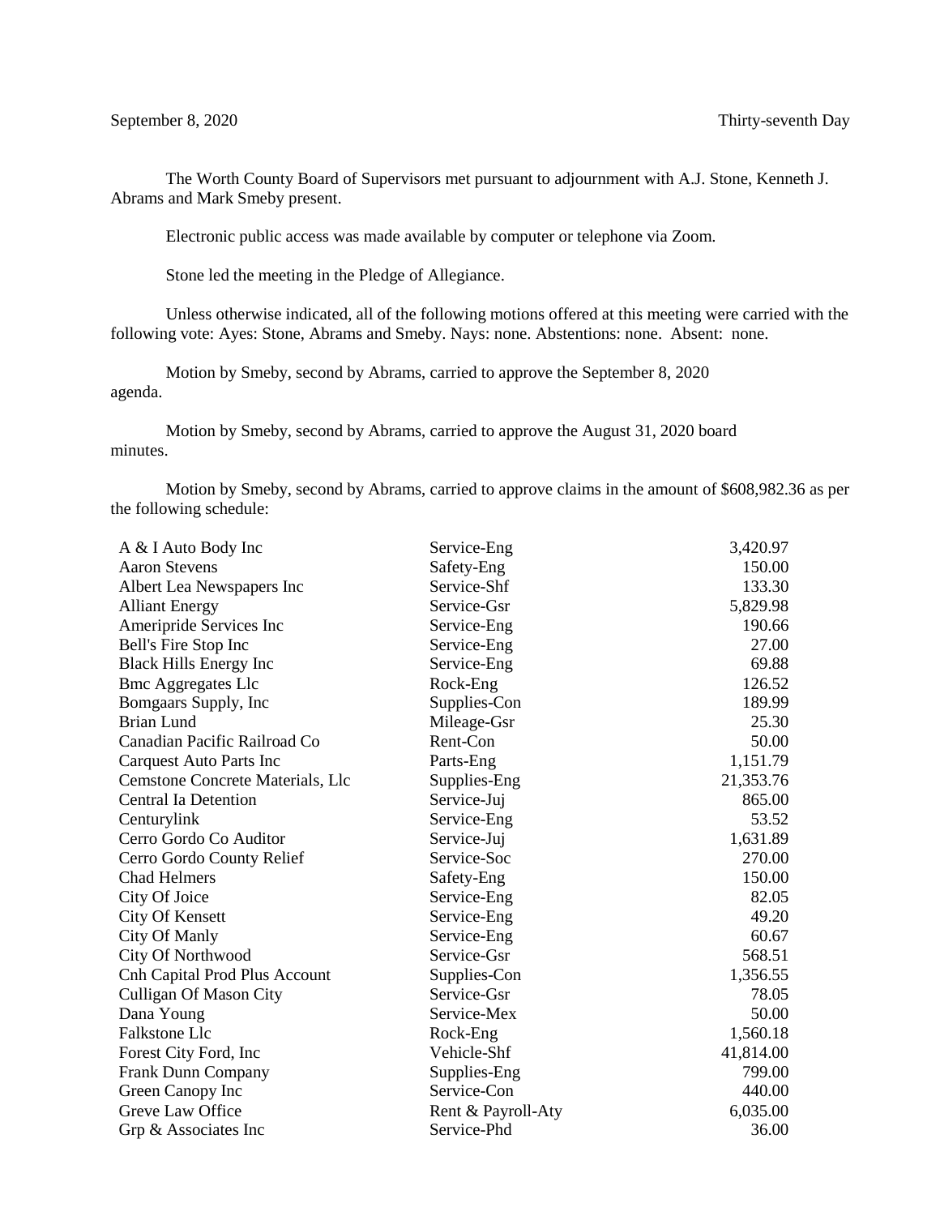September 8, 2020 Thirty-seventh Day

The Worth County Board of Supervisors met pursuant to adjournment with A.J. Stone, Kenneth J. Abrams and Mark Smeby present.

Electronic public access was made available by computer or telephone via Zoom.

Stone led the meeting in the Pledge of Allegiance.

Unless otherwise indicated, all of the following motions offered at this meeting were carried with the following vote: Ayes: Stone, Abrams and Smeby. Nays: none. Abstentions: none. Absent: none.

Motion by Smeby, second by Abrams, carried to approve the September 8, 2020 agenda.

Motion by Smeby, second by Abrams, carried to approve the August 31, 2020 board minutes.

Motion by Smeby, second by Abrams, carried to approve claims in the amount of $608,982.36 as per the following schedule:

| | | |
|---|---|---:|
| A & I Auto Body Inc | Service-Eng | 3,420.97 |
| Aaron Stevens | Safety-Eng | 150.00 |
| Albert Lea Newspapers Inc | Service-Shf | 133.30 |
| Alliant Energy | Service-Gsr | 5,829.98 |
| Ameripride Services Inc | Service-Eng | 190.66 |
| Bell's Fire Stop Inc | Service-Eng | 27.00 |
| Black Hills Energy Inc | Service-Eng | 69.88 |
| Bmc Aggregates Llc | Rock-Eng | 126.52 |
| Bomgaars Supply, Inc | Supplies-Con | 189.99 |
| Brian Lund | Mileage-Gsr | 25.30 |
| Canadian Pacific Railroad Co | Rent-Con | 50.00 |
| Carquest Auto Parts Inc | Parts-Eng | 1,151.79 |
| Cemstone Concrete Materials, Llc | Supplies-Eng | 21,353.76 |
| Central Ia Detention | Service-Juj | 865.00 |
| Centurylink | Service-Eng | 53.52 |
| Cerro Gordo Co Auditor | Service-Juj | 1,631.89 |
| Cerro Gordo County Relief | Service-Soc | 270.00 |
| Chad Helmers | Safety-Eng | 150.00 |
| City Of Joice | Service-Eng | 82.05 |
| City Of Kensett | Service-Eng | 49.20 |
| City Of Manly | Service-Eng | 60.67 |
| City Of Northwood | Service-Gsr | 568.51 |
| Cnh Capital Prod Plus Account | Supplies-Con | 1,356.55 |
| Culligan Of Mason City | Service-Gsr | 78.05 |
| Dana Young | Service-Mex | 50.00 |
| Falkstone Llc | Rock-Eng | 1,560.18 |
| Forest City Ford, Inc | Vehicle-Shf | 41,814.00 |
| Frank Dunn Company | Supplies-Eng | 799.00 |
| Green Canopy Inc | Service-Con | 440.00 |
| Greve Law Office | Rent & Payroll-Aty | 6,035.00 |
| Grp & Associates Inc | Service-Phd | 36.00 |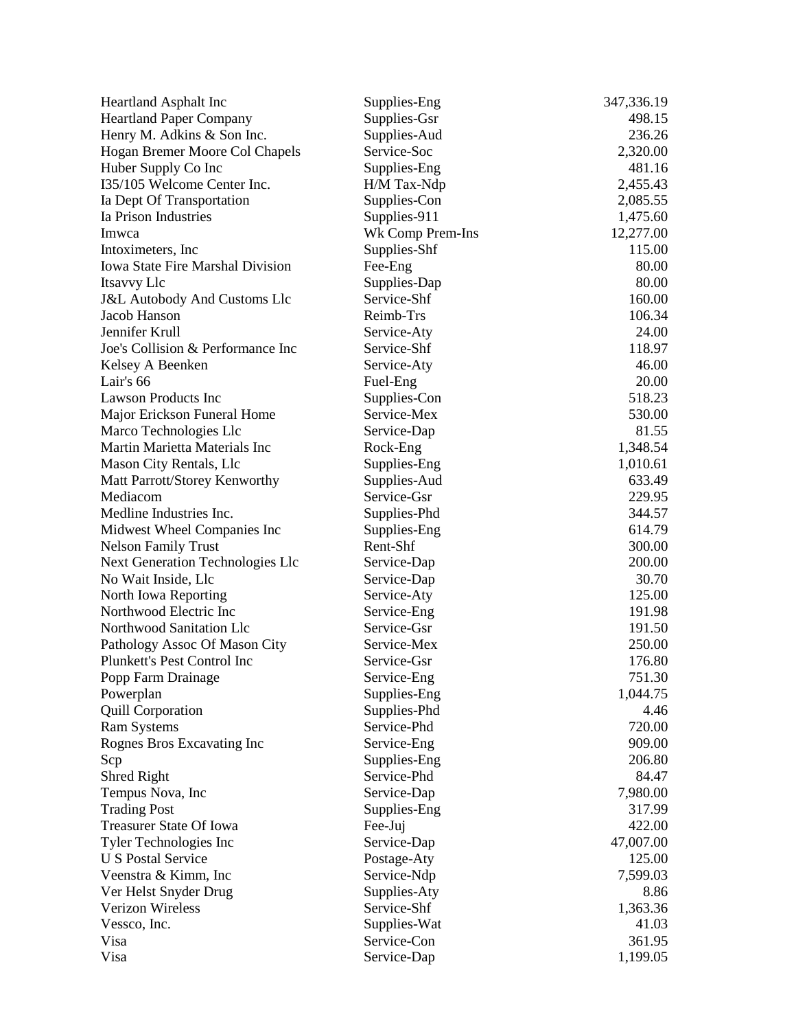| | | |
|---|---|---|
| Heartland Asphalt Inc | Supplies-Eng | 347,336.19 |
| Heartland Paper Company | Supplies-Gsr | 498.15 |
| Henry M. Adkins & Son Inc. | Supplies-Aud | 236.26 |
| Hogan Bremer Moore Col Chapels | Service-Soc | 2,320.00 |
| Huber Supply Co Inc | Supplies-Eng | 481.16 |
| I35/105 Welcome Center Inc. | H/M Tax-Ndp | 2,455.43 |
| Ia Dept Of Transportation | Supplies-Con | 2,085.55 |
| Ia Prison Industries | Supplies-911 | 1,475.60 |
| Imwca | Wk Comp Prem-Ins | 12,277.00 |
| Intoximeters, Inc | Supplies-Shf | 115.00 |
| Iowa State Fire Marshal Division | Fee-Eng | 80.00 |
| Itsavvy Llc | Supplies-Dap | 80.00 |
| J&L Autobody And Customs Llc | Service-Shf | 160.00 |
| Jacob Hanson | Reimb-Trs | 106.34 |
| Jennifer Krull | Service-Aty | 24.00 |
| Joe's Collision & Performance Inc | Service-Shf | 118.97 |
| Kelsey A Beenken | Service-Aty | 46.00 |
| Lair's 66 | Fuel-Eng | 20.00 |
| Lawson Products Inc | Supplies-Con | 518.23 |
| Major Erickson Funeral Home | Service-Mex | 530.00 |
| Marco Technologies Llc | Service-Dap | 81.55 |
| Martin Marietta Materials Inc | Rock-Eng | 1,348.54 |
| Mason City Rentals, Llc | Supplies-Eng | 1,010.61 |
| Matt Parrott/Storey Kenworthy | Supplies-Aud | 633.49 |
| Mediacom | Service-Gsr | 229.95 |
| Medline Industries Inc. | Supplies-Phd | 344.57 |
| Midwest Wheel Companies Inc | Supplies-Eng | 614.79 |
| Nelson Family Trust | Rent-Shf | 300.00 |
| Next Generation Technologies Llc | Service-Dap | 200.00 |
| No Wait Inside, Llc | Service-Dap | 30.70 |
| North Iowa Reporting | Service-Aty | 125.00 |
| Northwood Electric Inc | Service-Eng | 191.98 |
| Northwood Sanitation Llc | Service-Gsr | 191.50 |
| Pathology Assoc Of Mason City | Service-Mex | 250.00 |
| Plunkett's Pest Control Inc | Service-Gsr | 176.80 |
| Popp Farm Drainage | Service-Eng | 751.30 |
| Powerplan | Supplies-Eng | 1,044.75 |
| Quill Corporation | Supplies-Phd | 4.46 |
| Ram Systems | Service-Phd | 720.00 |
| Rognes Bros Excavating Inc | Service-Eng | 909.00 |
| Scp | Supplies-Eng | 206.80 |
| Shred Right | Service-Phd | 84.47 |
| Tempus Nova, Inc | Service-Dap | 7,980.00 |
| Trading Post | Supplies-Eng | 317.99 |
| Treasurer State Of Iowa | Fee-Juj | 422.00 |
| Tyler Technologies Inc | Service-Dap | 47,007.00 |
| U S Postal Service | Postage-Aty | 125.00 |
| Veenstra & Kimm, Inc | Service-Ndp | 7,599.03 |
| Ver Helst Snyder Drug | Supplies-Aty | 8.86 |
| Verizon Wireless | Service-Shf | 1,363.36 |
| Vessco, Inc. | Supplies-Wat | 41.03 |
| Visa | Service-Con | 361.95 |
| Visa | Service-Dap | 1,199.05 |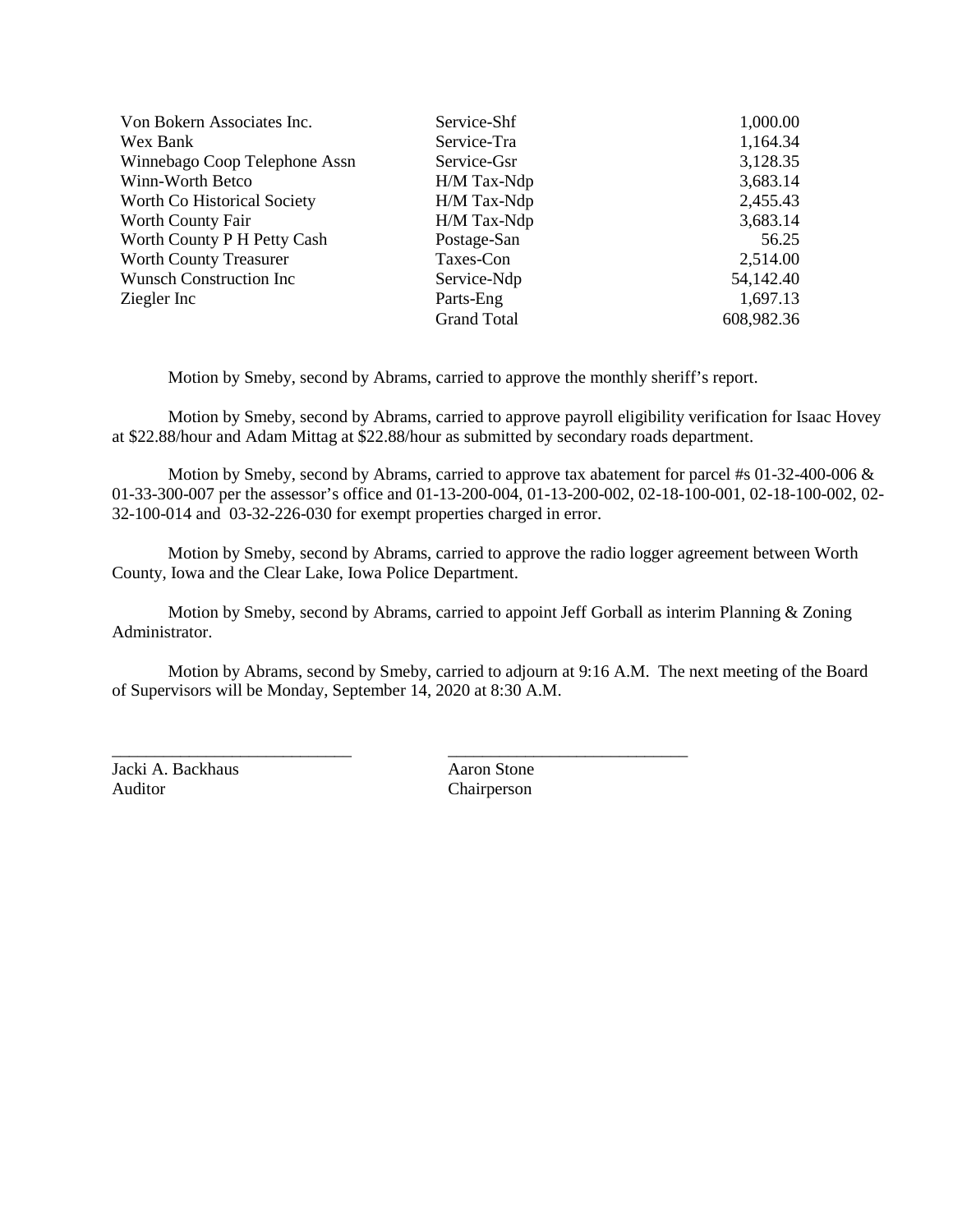| | | |
|---|---|---|
| Von Bokern Associates Inc. | Service-Shf | 1,000.00 |
| Wex Bank | Service-Tra | 1,164.34 |
| Winnebago Coop Telephone Assn | Service-Gsr | 3,128.35 |
| Winn-Worth Betco | H/M Tax-Ndp | 3,683.14 |
| Worth Co Historical Society | H/M Tax-Ndp | 2,455.43 |
| Worth County Fair | H/M Tax-Ndp | 3,683.14 |
| Worth County P H Petty Cash | Postage-San | 56.25 |
| Worth County Treasurer | Taxes-Con | 2,514.00 |
| Wunsch Construction Inc | Service-Ndp | 54,142.40 |
| Ziegler Inc | Parts-Eng | 1,697.13 |
| | Grand Total | 608,982.36 |

Motion by Smeby, second by Abrams, carried to approve the monthly sheriff's report.

Motion by Smeby, second by Abrams, carried to approve payroll eligibility verification for Isaac Hovey at $22.88/hour and Adam Mittag at $22.88/hour as submitted by secondary roads department.

Motion by Smeby, second by Abrams, carried to approve tax abatement for parcel #s 01-32-400-006 & 01-33-300-007 per the assessor's office and 01-13-200-004, 01-13-200-002, 02-18-100-001, 02-18-100-002, 02-32-100-014 and 03-32-226-030 for exempt properties charged in error.

Motion by Smeby, second by Abrams, carried to approve the radio logger agreement between Worth County, Iowa and the Clear Lake, Iowa Police Department.

Motion by Smeby, second by Abrams, carried to appoint Jeff Gorball as interim Planning & Zoning Administrator.

Motion by Abrams, second by Smeby, carried to adjourn at 9:16 A.M. The next meeting of the Board of Supervisors will be Monday, September 14, 2020 at 8:30 A.M.

\_\_\_\_\_\_\_\_\_\_\_\_\_\_\_\_\_\_\_\_\_\_\_\_\_\_\_\_ \_\_\_\_\_\_\_\_\_\_\_\_\_\_\_\_\_\_\_\_\_\_\_\_\_\_\_\_

Jacki A. Backhaus
Auditor

Aaron Stone
Chairperson